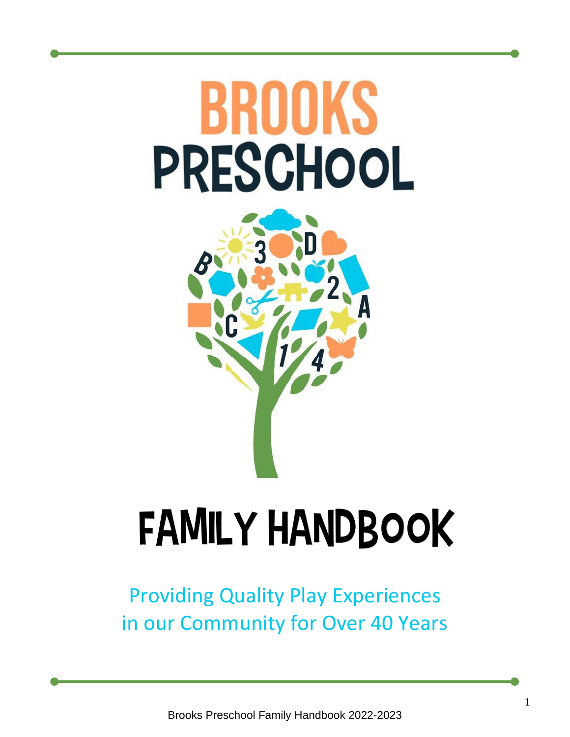# BROOKS PRESCHOOL

# FAMILY HANDBOOK

Providing Quality Play Experiences
in our Community for Over 40 Years

Brooks Preschool Family Handbook 2022-2023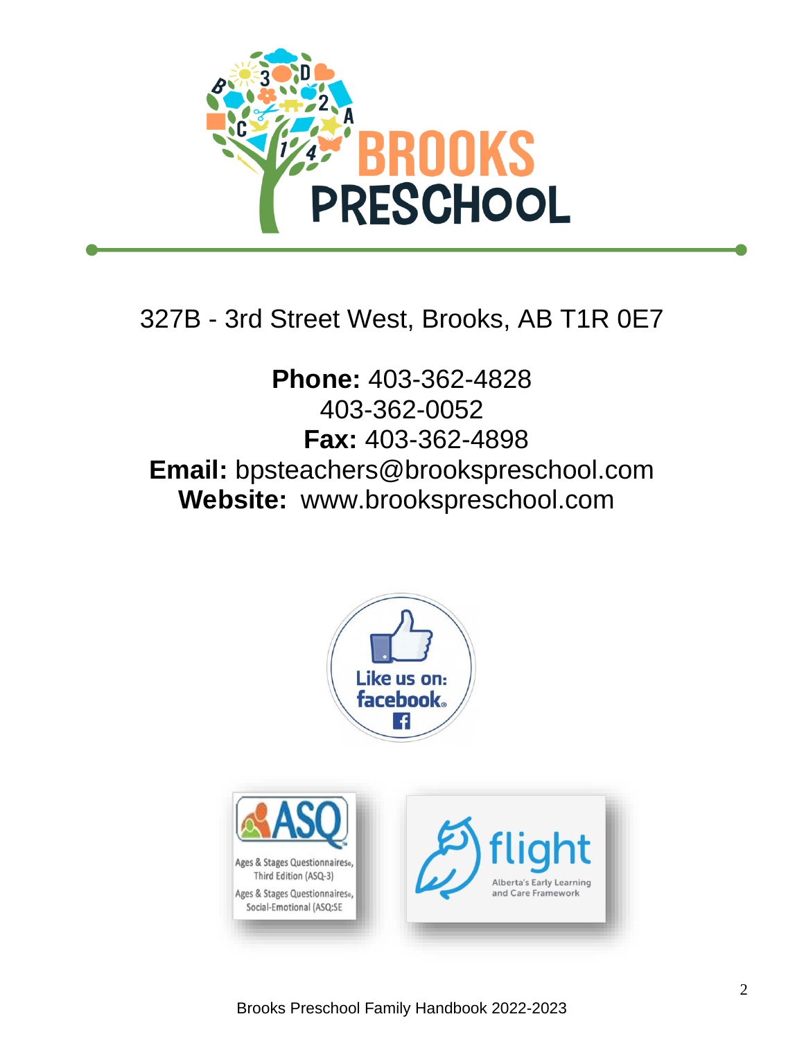# BROOKS PRESCHOOL

327B - 3rd Street West, Brooks, AB T1R 0E7

**Phone:** 403-362-4828
403-362-0052
**Fax:** 403-362-4898
**Email:** bpsteachers@brookspreschool.com
**Website:** www.brookspreschool.com

Like us on: facebook

ASQ
Ages & Stages Questionnaires, Third Edition (ASQ-3)
Ages & Stages Questionnaires, Social-Emotional (ASQ:SE

flight
Alberta's Early Learning and Care Framework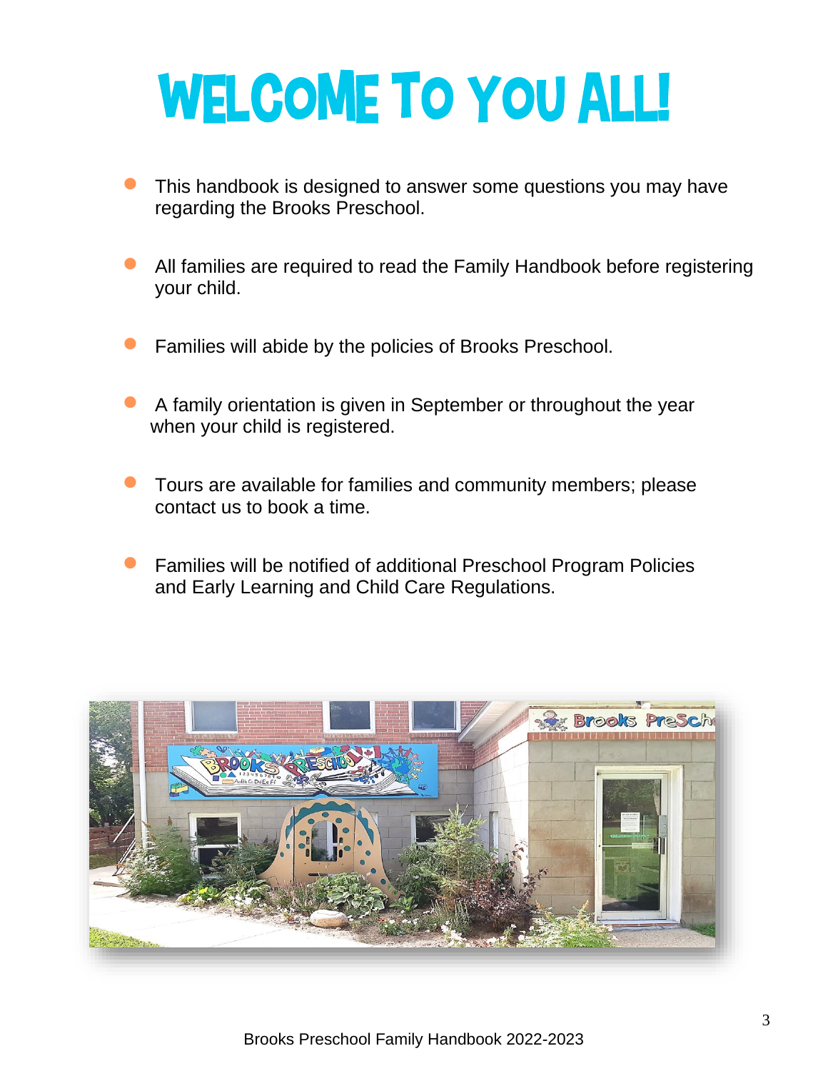# WELCOME TO YOU ALL!

- This handbook is designed to answer some questions you may have regarding the Brooks Preschool.
- All families are required to read the Family Handbook before registering your child.
- Families will abide by the policies of Brooks Preschool.
- A family orientation is given in September or throughout the year when your child is registered.
- Tours are available for families and community members; please contact us to book a time.
- Families will be notified of additional Preschool Program Policies and Early Learning and Child Care Regulations.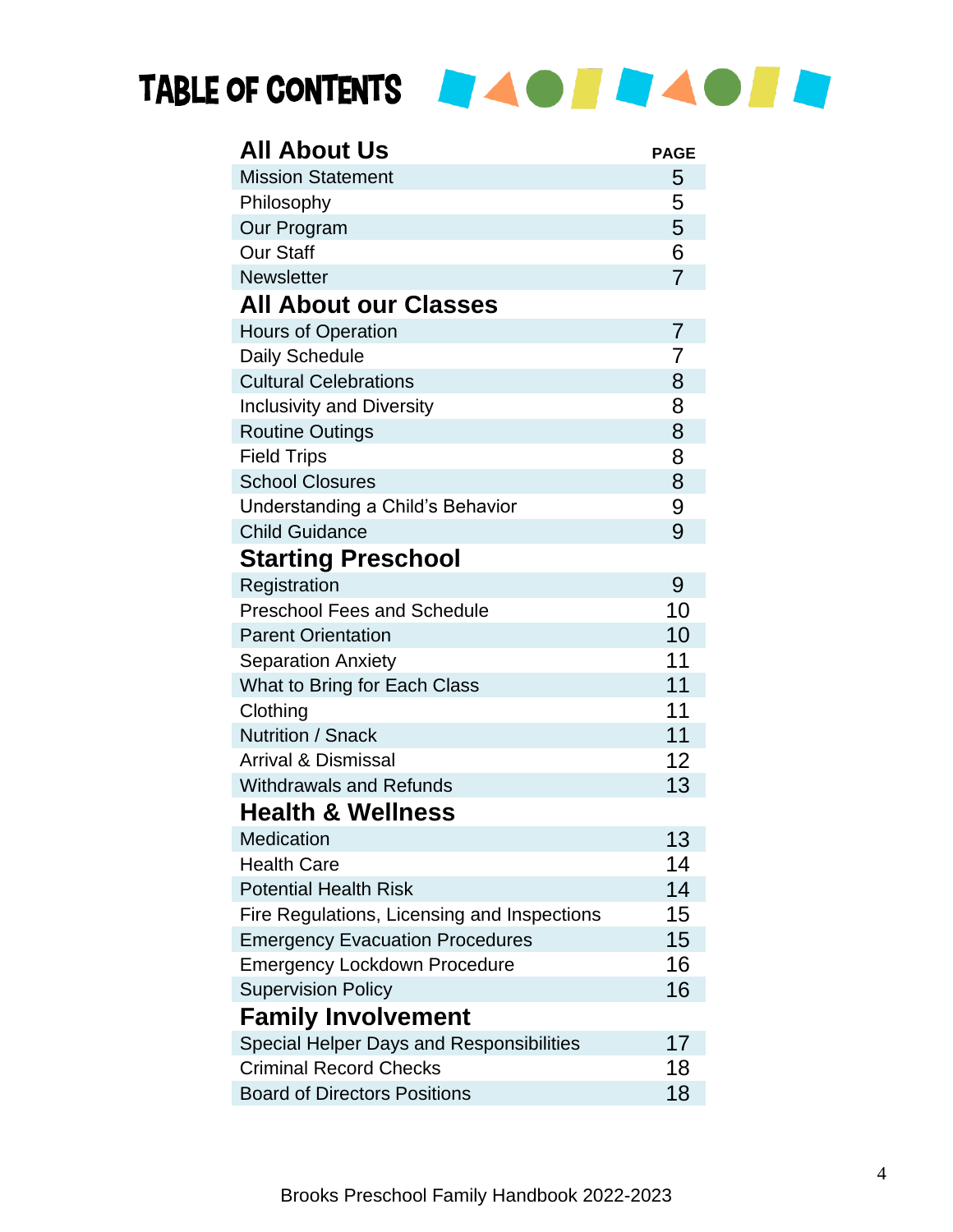# TABLE OF CONTENTS

| All About Us | PAGE |
| --- | --- |
| Mission Statement | 5 |
| Philosophy | 5 |
| Our Program | 5 |
| Our Staff | 6 |
| Newsletter | 7 |
| **All About our Classes** | |
| Hours of Operation | 7 |
| Daily Schedule | 7 |
| Cultural Celebrations | 8 |
| Inclusivity and Diversity | 8 |
| Routine Outings | 8 |
| Field Trips | 8 |
| School Closures | 8 |
| Understanding a Child's Behavior | 9 |
| Child Guidance | 9 |
| **Starting Preschool** | |
| Registration | 9 |
| Preschool Fees and Schedule | 10 |
| Parent Orientation | 10 |
| Separation Anxiety | 11 |
| What to Bring for Each Class | 11 |
| Clothing | 11 |
| Nutrition / Snack | 11 |
| Arrival & Dismissal | 12 |
| Withdrawals and Refunds | 13 |
| **Health & Wellness** | |
| Medication | 13 |
| Health Care | 14 |
| Potential Health Risk | 14 |
| Fire Regulations, Licensing and Inspections | 15 |
| Emergency Evacuation Procedures | 15 |
| Emergency Lockdown Procedure | 16 |
| Supervision Policy | 16 |
| **Family Involvement** | |
| Special Helper Days and Responsibilities | 17 |
| Criminal Record Checks | 18 |
| Board of Directors Positions | 18 |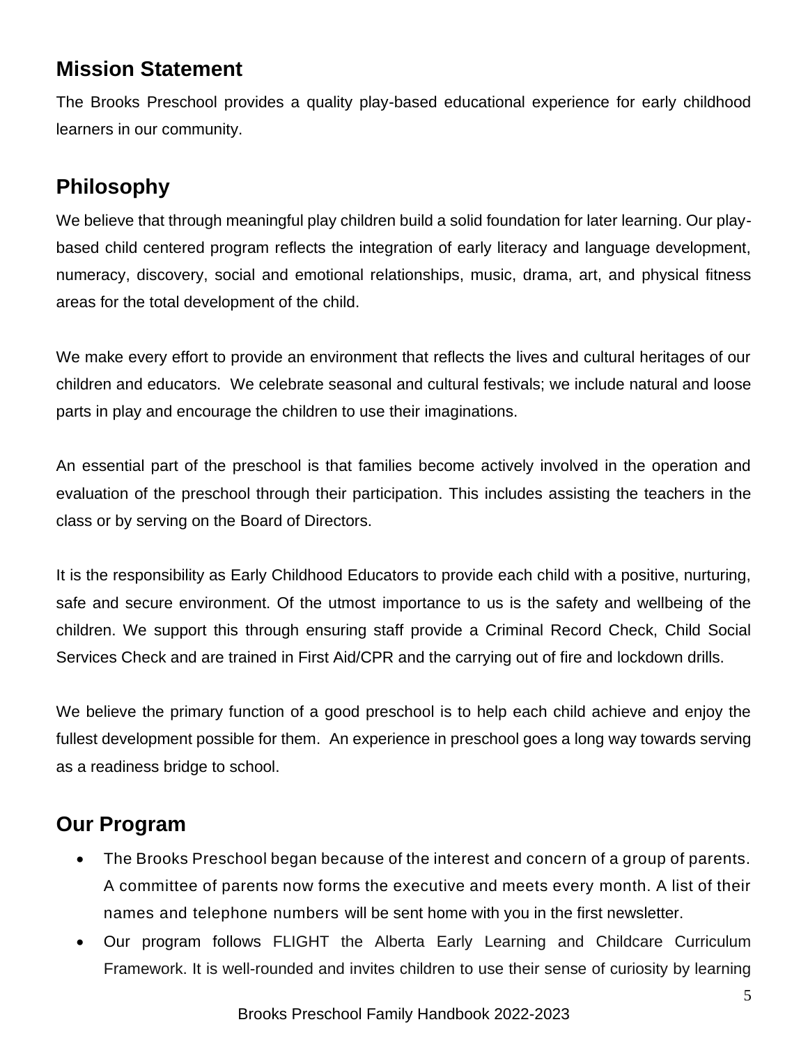## Mission Statement

The Brooks Preschool provides a quality play-based educational experience for early childhood learners in our community.

## Philosophy

We believe that through meaningful play children build a solid foundation for later learning. Our play-based child centered program reflects the integration of early literacy and language development, numeracy, discovery, social and emotional relationships, music, drama, art, and physical fitness areas for the total development of the child.

We make every effort to provide an environment that reflects the lives and cultural heritages of our children and educators. We celebrate seasonal and cultural festivals; we include natural and loose parts in play and encourage the children to use their imaginations.

An essential part of the preschool is that families become actively involved in the operation and evaluation of the preschool through their participation. This includes assisting the teachers in the class or by serving on the Board of Directors.

It is the responsibility as Early Childhood Educators to provide each child with a positive, nurturing, safe and secure environment. Of the utmost importance to us is the safety and wellbeing of the children. We support this through ensuring staff provide a Criminal Record Check, Child Social Services Check and are trained in First Aid/CPR and the carrying out of fire and lockdown drills.

We believe the primary function of a good preschool is to help each child achieve and enjoy the fullest development possible for them. An experience in preschool goes a long way towards serving as a readiness bridge to school.

## Our Program

- The Brooks Preschool began because of the interest and concern of a group of parents. A committee of parents now forms the executive and meets every month. A list of their names and telephone numbers will be sent home with you in the first newsletter.
- Our program follows FLIGHT the Alberta Early Learning and Childcare Curriculum Framework. It is well-rounded and invites children to use their sense of curiosity by learning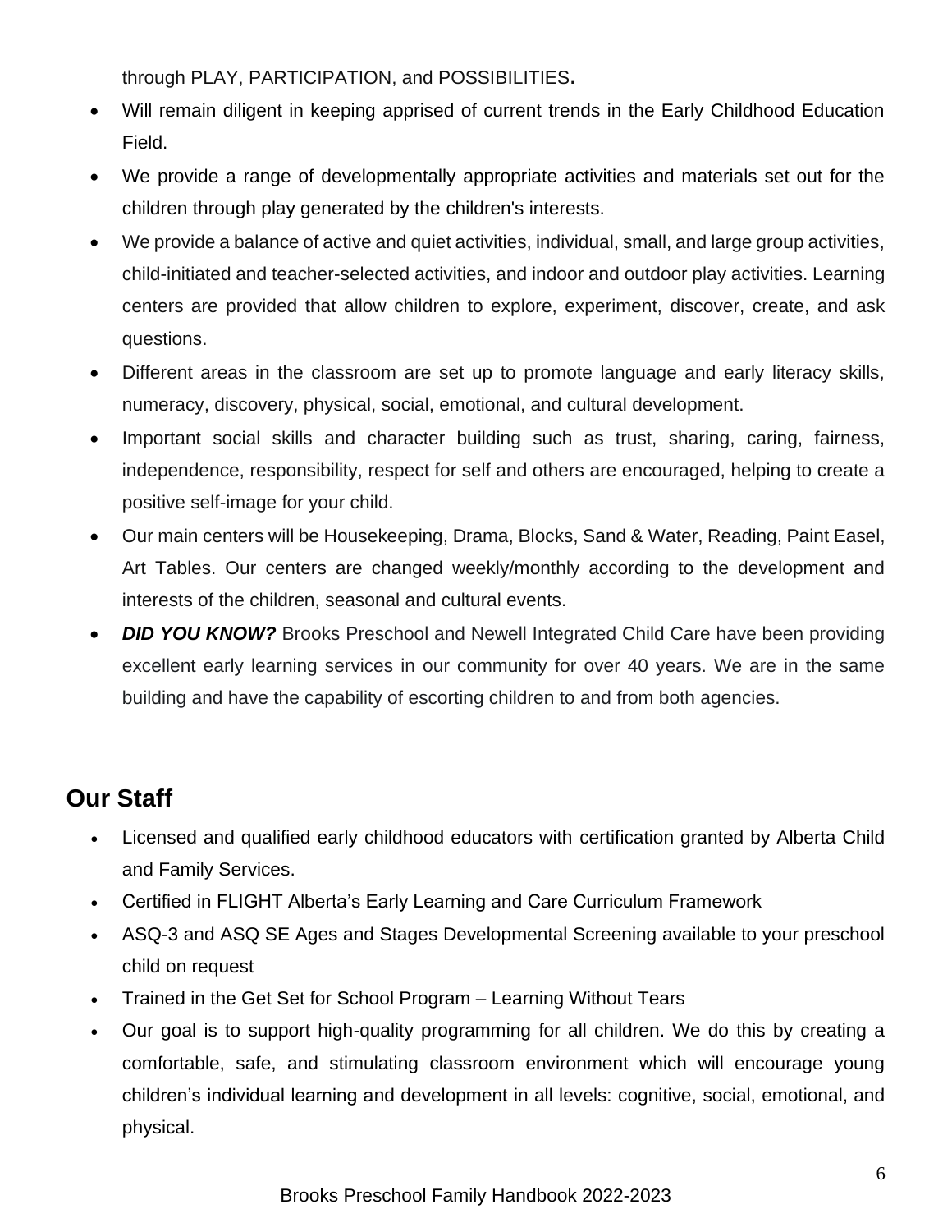through PLAY, PARTICIPATION, and POSSIBILITIES**.**

- Will remain diligent in keeping apprised of current trends in the Early Childhood Education Field.
- We provide a range of developmentally appropriate activities and materials set out for the children through play generated by the children's interests.
- We provide a balance of active and quiet activities, individual, small, and large group activities, child-initiated and teacher-selected activities, and indoor and outdoor play activities. Learning centers are provided that allow children to explore, experiment, discover, create, and ask questions.
- Different areas in the classroom are set up to promote language and early literacy skills, numeracy, discovery, physical, social, emotional, and cultural development.
- Important social skills and character building such as trust, sharing, caring, fairness, independence, responsibility, respect for self and others are encouraged, helping to create a positive self-image for your child.
- Our main centers will be Housekeeping, Drama, Blocks, Sand & Water, Reading, Paint Easel, Art Tables. Our centers are changed weekly/monthly according to the development and interests of the children, seasonal and cultural events.
- ***DID YOU KNOW?*** Brooks Preschool and Newell Integrated Child Care have been providing excellent early learning services in our community for over 40 years. We are in the same building and have the capability of escorting children to and from both agencies.

## Our Staff

- Licensed and qualified early childhood educators with certification granted by Alberta Child and Family Services.
- Certified in FLIGHT Alberta's Early Learning and Care Curriculum Framework
- ASQ-3 and ASQ SE Ages and Stages Developmental Screening available to your preschool child on request
- Trained in the Get Set for School Program – Learning Without Tears
- Our goal is to support high-quality programming for all children. We do this by creating a comfortable, safe, and stimulating classroom environment which will encourage young children's individual learning and development in all levels: cognitive, social, emotional, and physical.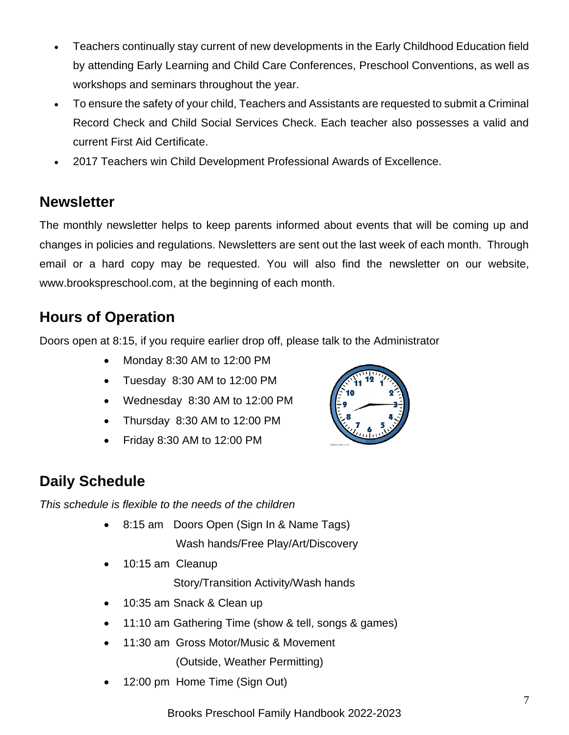- Teachers continually stay current of new developments in the Early Childhood Education field by attending Early Learning and Child Care Conferences, Preschool Conventions, as well as workshops and seminars throughout the year.
- To ensure the safety of your child, Teachers and Assistants are requested to submit a Criminal Record Check and Child Social Services Check. Each teacher also possesses a valid and current First Aid Certificate.
- 2017 Teachers win Child Development Professional Awards of Excellence.

## Newsletter

The monthly newsletter helps to keep parents informed about events that will be coming up and changes in policies and regulations. Newsletters are sent out the last week of each month. Through email or a hard copy may be requested. You will also find the newsletter on our website, www.brookspreschool.com, at the beginning of each month.

## Hours of Operation

Doors open at 8:15, if you require earlier drop off, please talk to the Administrator

- Monday 8:30 AM to 12:00 PM
- Tuesday 8:30 AM to 12:00 PM
- Wednesday 8:30 AM to 12:00 PM
- Thursday 8:30 AM to 12:00 PM
- Friday 8:30 AM to 12:00 PM

## Daily Schedule

*This schedule is flexible to the needs of the children*

- 8:15 am Doors Open (Sign In & Name Tags)
  Wash hands/Free Play/Art/Discovery
- 10:15 am Cleanup
  Story/Transition Activity/Wash hands
- 10:35 am Snack & Clean up
- 11:10 am Gathering Time (show & tell, songs & games)
- 11:30 am Gross Motor/Music & Movement
  (Outside, Weather Permitting)
- 12:00 pm Home Time (Sign Out)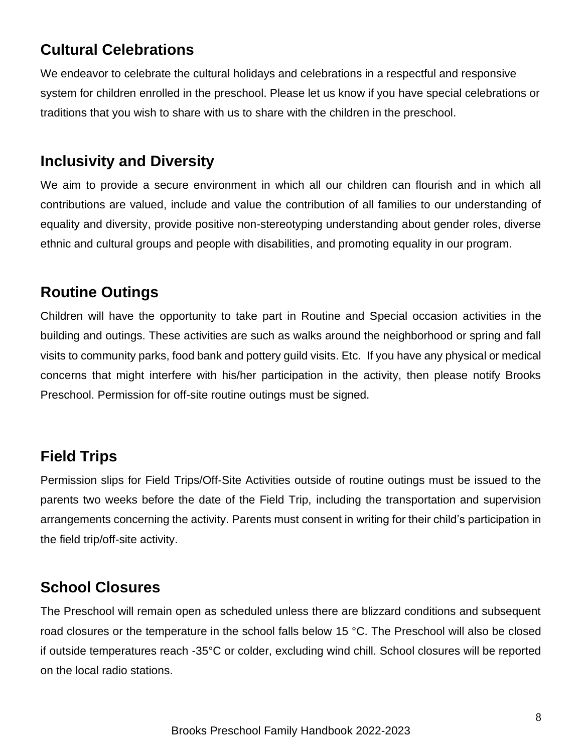## Cultural Celebrations

We endeavor to celebrate the cultural holidays and celebrations in a respectful and responsive system for children enrolled in the preschool. Please let us know if you have special celebrations or traditions that you wish to share with us to share with the children in the preschool.

## Inclusivity and Diversity

We aim to provide a secure environment in which all our children can flourish and in which all contributions are valued, include and value the contribution of all families to our understanding of equality and diversity, provide positive non-stereotyping understanding about gender roles, diverse ethnic and cultural groups and people with disabilities, and promoting equality in our program.

## Routine Outings

Children will have the opportunity to take part in Routine and Special occasion activities in the building and outings. These activities are such as walks around the neighborhood or spring and fall visits to community parks, food bank and pottery guild visits. Etc. If you have any physical or medical concerns that might interfere with his/her participation in the activity, then please notify Brooks Preschool. Permission for off-site routine outings must be signed.

## Field Trips

Permission slips for Field Trips/Off-Site Activities outside of routine outings must be issued to the parents two weeks before the date of the Field Trip, including the transportation and supervision arrangements concerning the activity. Parents must consent in writing for their child's participation in the field trip/off-site activity.

## School Closures

The Preschool will remain open as scheduled unless there are blizzard conditions and subsequent road closures or the temperature in the school falls below 15 °C. The Preschool will also be closed if outside temperatures reach -35°C or colder, excluding wind chill. School closures will be reported on the local radio stations.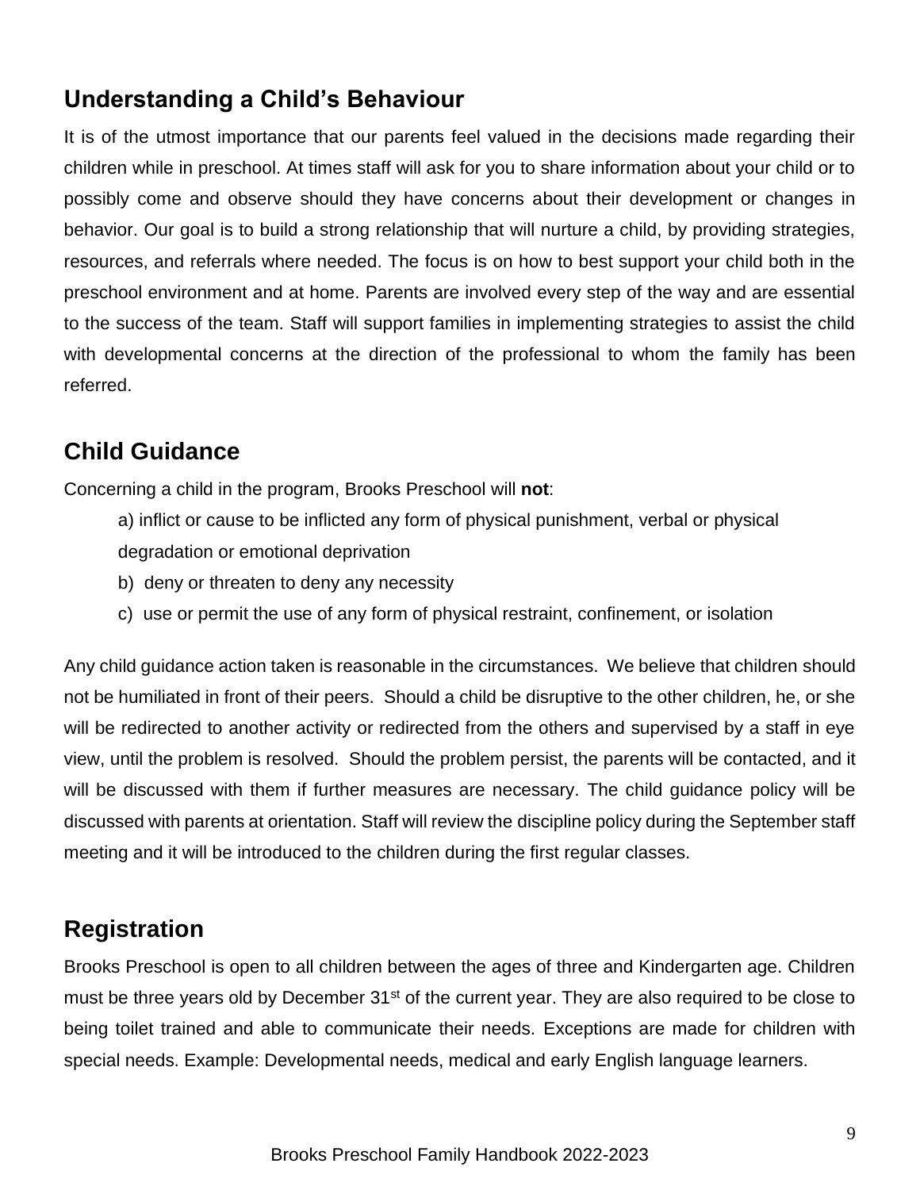## Understanding a Child's Behaviour

It is of the utmost importance that our parents feel valued in the decisions made regarding their children while in preschool. At times staff will ask for you to share information about your child or to possibly come and observe should they have concerns about their development or changes in behavior. Our goal is to build a strong relationship that will nurture a child, by providing strategies, resources, and referrals where needed. The focus is on how to best support your child both in the preschool environment and at home. Parents are involved every step of the way and are essential to the success of the team. Staff will support families in implementing strategies to assist the child with developmental concerns at the direction of the professional to whom the family has been referred.

## Child Guidance

Concerning a child in the program, Brooks Preschool will **not**:

a) inflict or cause to be inflicted any form of physical punishment, verbal or physical degradation or emotional deprivation

b) deny or threaten to deny any necessity

c) use or permit the use of any form of physical restraint, confinement, or isolation

Any child guidance action taken is reasonable in the circumstances. We believe that children should not be humiliated in front of their peers. Should a child be disruptive to the other children, he, or she will be redirected to another activity or redirected from the others and supervised by a staff in eye view, until the problem is resolved. Should the problem persist, the parents will be contacted, and it will be discussed with them if further measures are necessary. The child guidance policy will be discussed with parents at orientation. Staff will review the discipline policy during the September staff meeting and it will be introduced to the children during the first regular classes.

## Registration

Brooks Preschool is open to all children between the ages of three and Kindergarten age. Children must be three years old by December 31st of the current year. They are also required to be close to being toilet trained and able to communicate their needs. Exceptions are made for children with special needs. Example: Developmental needs, medical and early English language learners.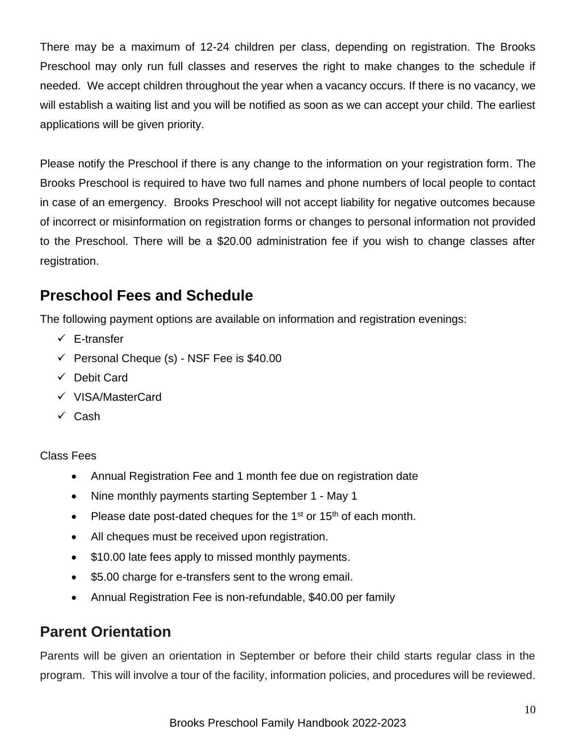There may be a maximum of 12-24 children per class, depending on registration. The Brooks Preschool may only run full classes and reserves the right to make changes to the schedule if needed. We accept children throughout the year when a vacancy occurs. If there is no vacancy, we will establish a waiting list and you will be notified as soon as we can accept your child. The earliest applications will be given priority.

Please notify the Preschool if there is any change to the information on your registration form. The Brooks Preschool is required to have two full names and phone numbers of local people to contact in case of an emergency. Brooks Preschool will not accept liability for negative outcomes because of incorrect or misinformation on registration forms or changes to personal information not provided to the Preschool. There will be a $20.00 administration fee if you wish to change classes after registration.

## Preschool Fees and Schedule

The following payment options are available on information and registration evenings:

- ✓ E-transfer
- ✓ Personal Cheque (s) - NSF Fee is $40.00
- ✓ Debit Card
- ✓ VISA/MasterCard
- ✓ Cash

Class Fees

- Annual Registration Fee and 1 month fee due on registration date
- Nine monthly payments starting September 1 - May 1
- Please date post-dated cheques for the 1st or 15th of each month.
- All cheques must be received upon registration.
- $10.00 late fees apply to missed monthly payments.
- $5.00 charge for e-transfers sent to the wrong email.
- Annual Registration Fee is non-refundable, $40.00 per family

## Parent Orientation

Parents will be given an orientation in September or before their child starts regular class in the program. This will involve a tour of the facility, information policies, and procedures will be reviewed.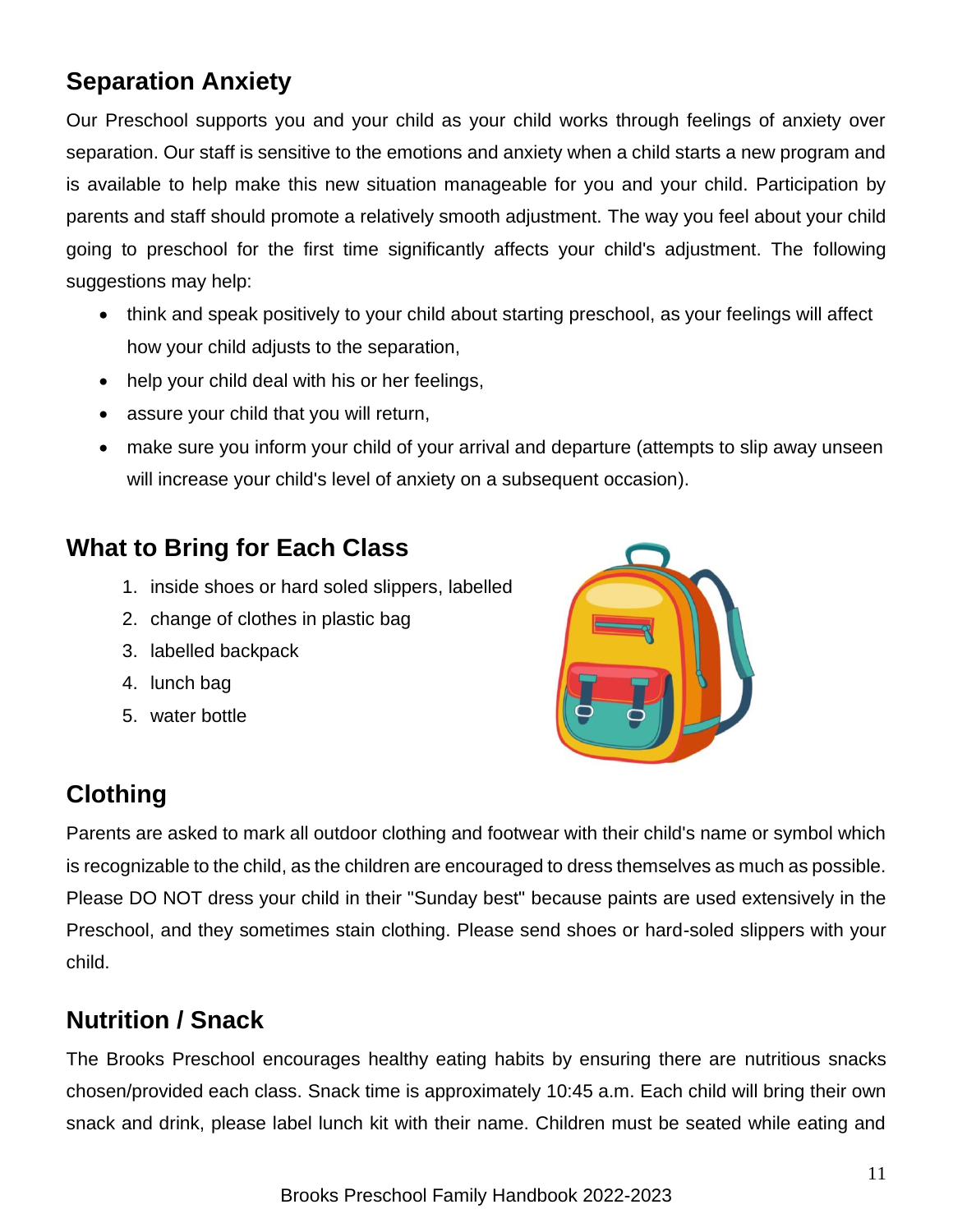## Separation Anxiety

Our Preschool supports you and your child as your child works through feelings of anxiety over separation. Our staff is sensitive to the emotions and anxiety when a child starts a new program and is available to help make this new situation manageable for you and your child. Participation by parents and staff should promote a relatively smooth adjustment. The way you feel about your child going to preschool for the first time significantly affects your child's adjustment. The following suggestions may help:

- think and speak positively to your child about starting preschool, as your feelings will affect how your child adjusts to the separation,
- help your child deal with his or her feelings,
- assure your child that you will return,
- make sure you inform your child of your arrival and departure (attempts to slip away unseen will increase your child's level of anxiety on a subsequent occasion).

## What to Bring for Each Class

1. inside shoes or hard soled slippers, labelled
2. change of clothes in plastic bag
3. labelled backpack
4. lunch bag
5. water bottle

## Clothing

Parents are asked to mark all outdoor clothing and footwear with their child's name or symbol which is recognizable to the child, as the children are encouraged to dress themselves as much as possible. Please DO NOT dress your child in their "Sunday best" because paints are used extensively in the Preschool, and they sometimes stain clothing. Please send shoes or hard-soled slippers with your child.

## Nutrition / Snack

The Brooks Preschool encourages healthy eating habits by ensuring there are nutritious snacks chosen/provided each class. Snack time is approximately 10:45 a.m. Each child will bring their own snack and drink, please label lunch kit with their name. Children must be seated while eating and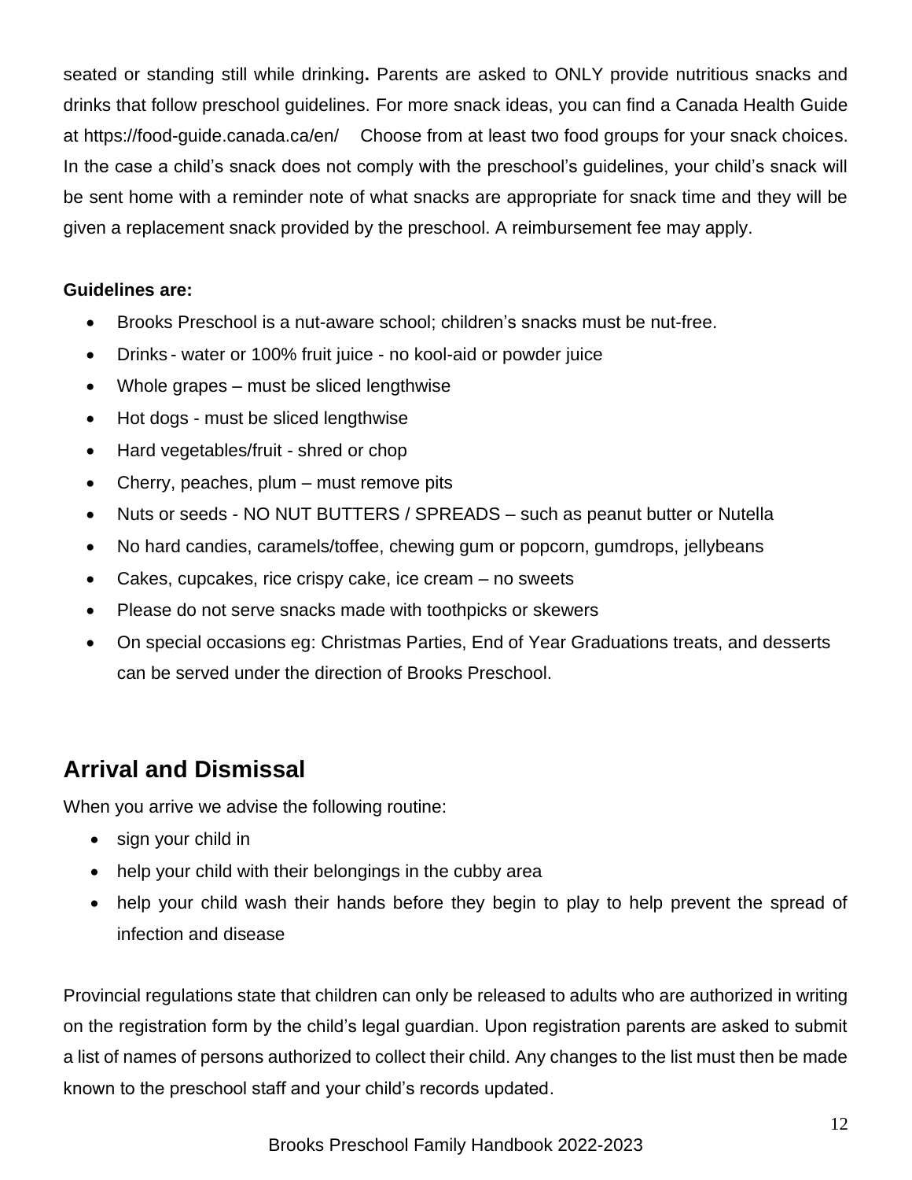seated or standing still while drinking**.** Parents are asked to ONLY provide nutritious snacks and drinks that follow preschool guidelines. For more snack ideas, you can find a Canada Health Guide at https://food-guide.canada.ca/en/ Choose from at least two food groups for your snack choices. In the case a child's snack does not comply with the preschool's guidelines, your child's snack will be sent home with a reminder note of what snacks are appropriate for snack time and they will be given a replacement snack provided by the preschool. A reimbursement fee may apply.

**Guidelines are:**

- Brooks Preschool is a nut-aware school; children's snacks must be nut-free.
- Drinks - water or 100% fruit juice - no kool-aid or powder juice
- Whole grapes – must be sliced lengthwise
- Hot dogs - must be sliced lengthwise
- Hard vegetables/fruit - shred or chop
- Cherry, peaches, plum – must remove pits
- Nuts or seeds - NO NUT BUTTERS / SPREADS – such as peanut butter or Nutella
- No hard candies, caramels/toffee, chewing gum or popcorn, gumdrops, jellybeans
- Cakes, cupcakes, rice crispy cake, ice cream – no sweets
- Please do not serve snacks made with toothpicks or skewers
- On special occasions eg: Christmas Parties, End of Year Graduations treats, and desserts can be served under the direction of Brooks Preschool.

## Arrival and Dismissal

When you arrive we advise the following routine:

- sign your child in
- help your child with their belongings in the cubby area
- help your child wash their hands before they begin to play to help prevent the spread of infection and disease

Provincial regulations state that children can only be released to adults who are authorized in writing on the registration form by the child's legal guardian. Upon registration parents are asked to submit a list of names of persons authorized to collect their child. Any changes to the list must then be made known to the preschool staff and your child's records updated.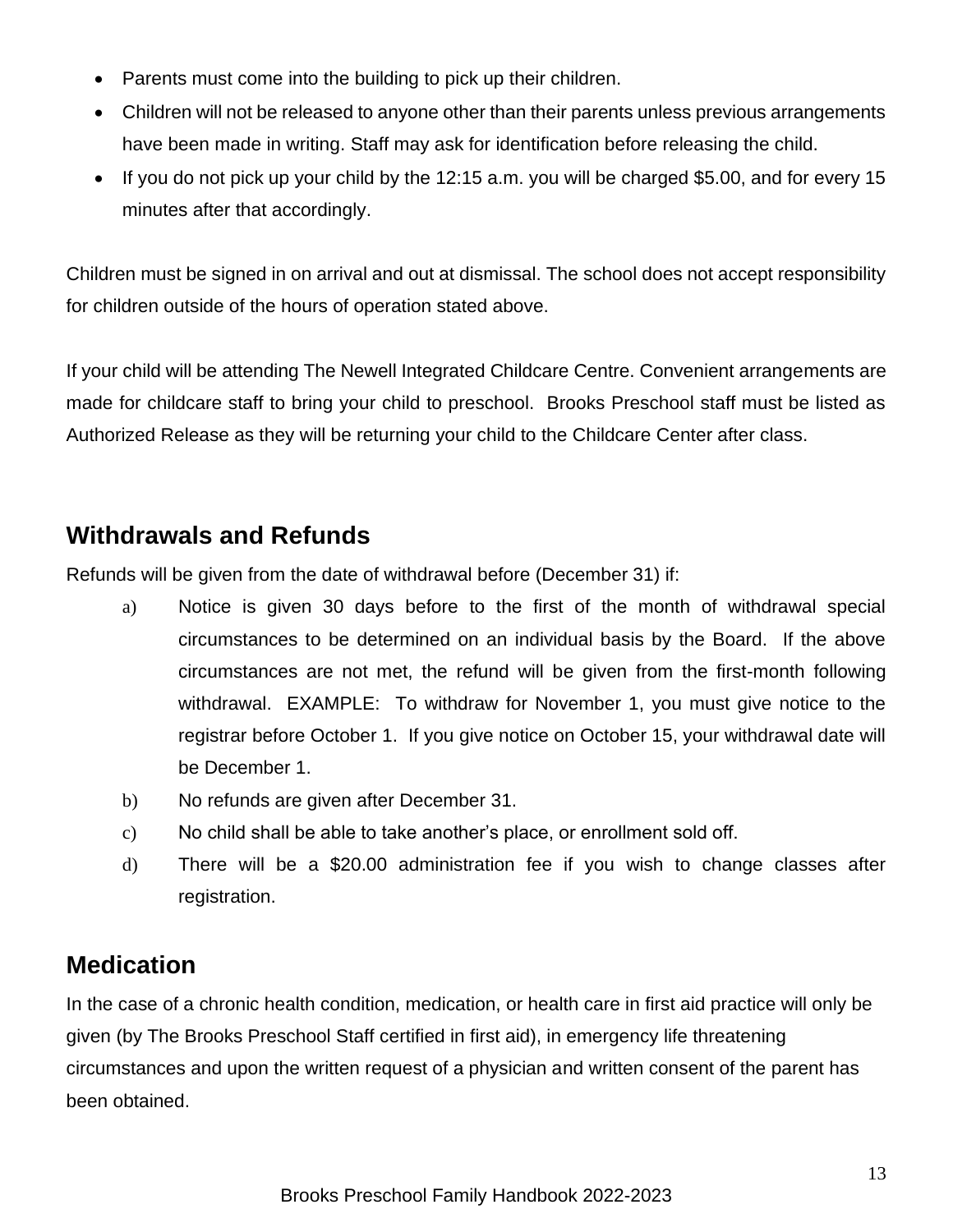- Parents must come into the building to pick up their children.
- Children will not be released to anyone other than their parents unless previous arrangements have been made in writing. Staff may ask for identification before releasing the child.
- If you do not pick up your child by the 12:15 a.m. you will be charged $5.00, and for every 15 minutes after that accordingly.

Children must be signed in on arrival and out at dismissal. The school does not accept responsibility for children outside of the hours of operation stated above.

If your child will be attending The Newell Integrated Childcare Centre. Convenient arrangements are made for childcare staff to bring your child to preschool. Brooks Preschool staff must be listed as Authorized Release as they will be returning your child to the Childcare Center after class.

## Withdrawals and Refunds

Refunds will be given from the date of withdrawal before (December 31) if:

a) Notice is given 30 days before to the first of the month of withdrawal special circumstances to be determined on an individual basis by the Board. If the above circumstances are not met, the refund will be given from the first-month following withdrawal. EXAMPLE: To withdraw for November 1, you must give notice to the registrar before October 1. If you give notice on October 15, your withdrawal date will be December 1.

b) No refunds are given after December 31.

c) No child shall be able to take another's place, or enrollment sold off.

d) There will be a $20.00 administration fee if you wish to change classes after registration.

## Medication

In the case of a chronic health condition, medication, or health care in first aid practice will only be given (by The Brooks Preschool Staff certified in first aid), in emergency life threatening circumstances and upon the written request of a physician and written consent of the parent has been obtained.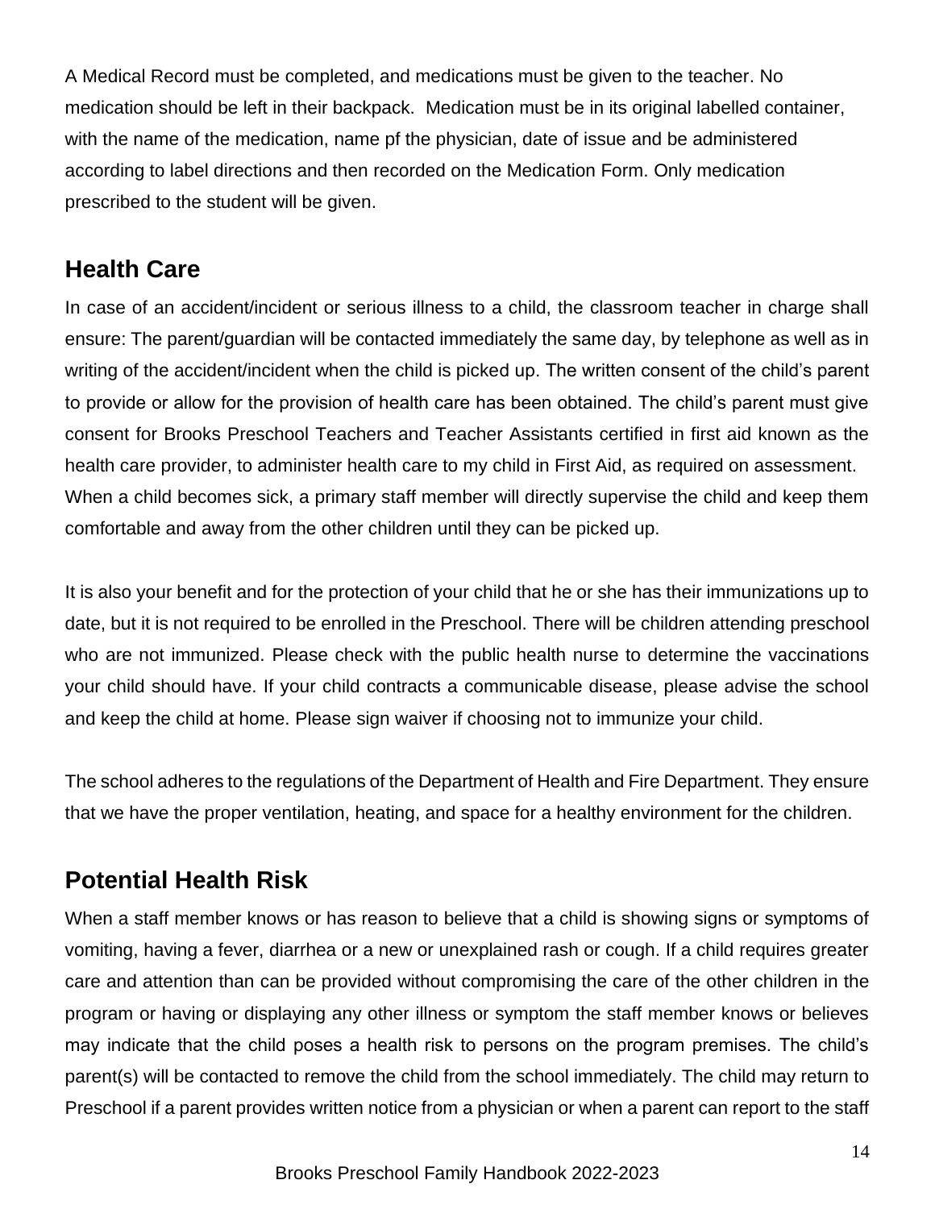A Medical Record must be completed, and medications must be given to the teacher. No medication should be left in their backpack. Medication must be in its original labelled container, with the name of the medication, name pf the physician, date of issue and be administered according to label directions and then recorded on the Medication Form. Only medication prescribed to the student will be given.

## Health Care

In case of an accident/incident or serious illness to a child, the classroom teacher in charge shall ensure: The parent/guardian will be contacted immediately the same day, by telephone as well as in writing of the accident/incident when the child is picked up. The written consent of the child's parent to provide or allow for the provision of health care has been obtained. The child's parent must give consent for Brooks Preschool Teachers and Teacher Assistants certified in first aid known as the health care provider, to administer health care to my child in First Aid, as required on assessment. When a child becomes sick, a primary staff member will directly supervise the child and keep them comfortable and away from the other children until they can be picked up.

It is also your benefit and for the protection of your child that he or she has their immunizations up to date, but it is not required to be enrolled in the Preschool. There will be children attending preschool who are not immunized. Please check with the public health nurse to determine the vaccinations your child should have. If your child contracts a communicable disease, please advise the school and keep the child at home. Please sign waiver if choosing not to immunize your child.

The school adheres to the regulations of the Department of Health and Fire Department. They ensure that we have the proper ventilation, heating, and space for a healthy environment for the children.

## Potential Health Risk

When a staff member knows or has reason to believe that a child is showing signs or symptoms of vomiting, having a fever, diarrhea or a new or unexplained rash or cough. If a child requires greater care and attention than can be provided without compromising the care of the other children in the program or having or displaying any other illness or symptom the staff member knows or believes may indicate that the child poses a health risk to persons on the program premises. The child's parent(s) will be contacted to remove the child from the school immediately. The child may return to Preschool if a parent provides written notice from a physician or when a parent can report to the staff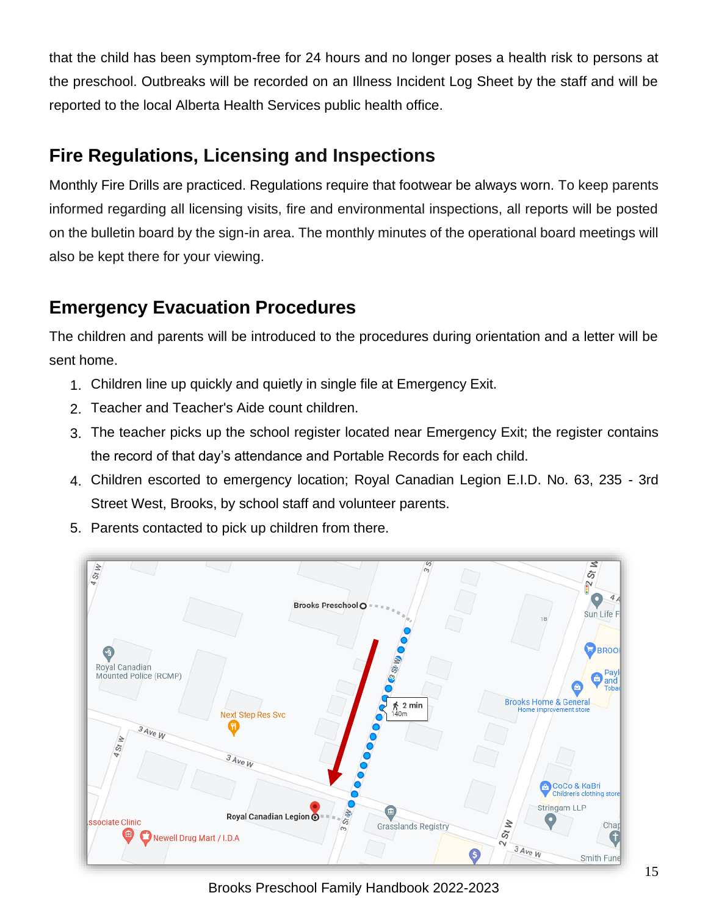that the child has been symptom-free for 24 hours and no longer poses a health risk to persons at the preschool. Outbreaks will be recorded on an Illness Incident Log Sheet by the staff and will be reported to the local Alberta Health Services public health office.

## Fire Regulations, Licensing and Inspections

Monthly Fire Drills are practiced. Regulations require that footwear be always worn. To keep parents informed regarding all licensing visits, fire and environmental inspections, all reports will be posted on the bulletin board by the sign-in area. The monthly minutes of the operational board meetings will also be kept there for your viewing.

## Emergency Evacuation Procedures

The children and parents will be introduced to the procedures during orientation and a letter will be sent home.

1. Children line up quickly and quietly in single file at Emergency Exit.
2. Teacher and Teacher's Aide count children.
3. The teacher picks up the school register located near Emergency Exit; the register contains the record of that day's attendance and Portable Records for each child.
4. Children escorted to emergency location; Royal Canadian Legion E.I.D. No. 63, 235 - 3rd Street West, Brooks, by school staff and volunteer parents.
5. Parents contacted to pick up children from there.

Brooks Preschool Family Handbook 2022-2023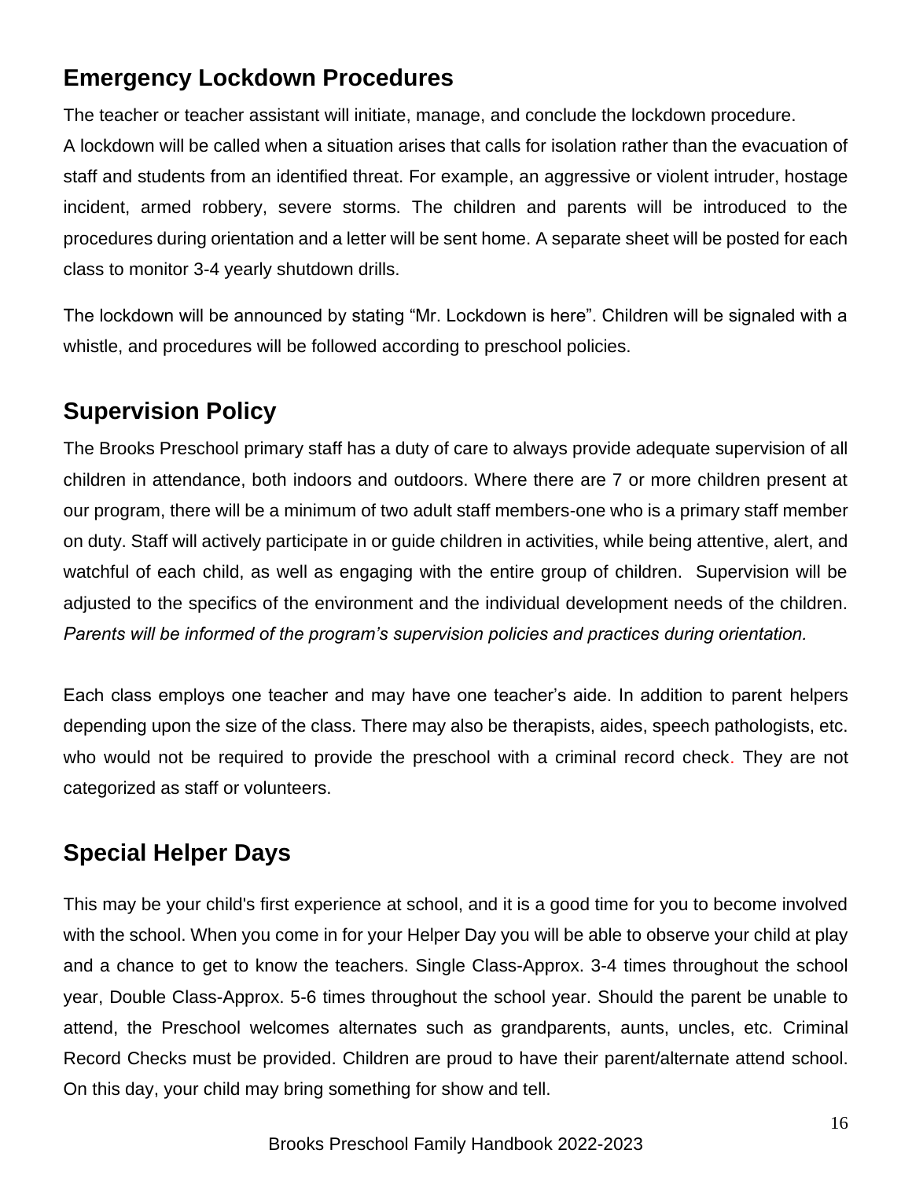## Emergency Lockdown Procedures

The teacher or teacher assistant will initiate, manage, and conclude the lockdown procedure.
A lockdown will be called when a situation arises that calls for isolation rather than the evacuation of staff and students from an identified threat. For example, an aggressive or violent intruder, hostage incident, armed robbery, severe storms. The children and parents will be introduced to the procedures during orientation and a letter will be sent home. A separate sheet will be posted for each class to monitor 3-4 yearly shutdown drills.

The lockdown will be announced by stating "Mr. Lockdown is here". Children will be signaled with a whistle, and procedures will be followed according to preschool policies.

## Supervision Policy

The Brooks Preschool primary staff has a duty of care to always provide adequate supervision of all children in attendance, both indoors and outdoors. Where there are 7 or more children present at our program, there will be a minimum of two adult staff members-one who is a primary staff member on duty. Staff will actively participate in or guide children in activities, while being attentive, alert, and watchful of each child, as well as engaging with the entire group of children. Supervision will be adjusted to the specifics of the environment and the individual development needs of the children. *Parents will be informed of the program's supervision policies and practices during orientation.*

Each class employs one teacher and may have one teacher's aide. In addition to parent helpers depending upon the size of the class. There may also be therapists, aides, speech pathologists, etc. who would not be required to provide the preschool with a criminal record check. They are not categorized as staff or volunteers.

## Special Helper Days

This may be your child's first experience at school, and it is a good time for you to become involved with the school. When you come in for your Helper Day you will be able to observe your child at play and a chance to get to know the teachers. Single Class-Approx. 3-4 times throughout the school year, Double Class-Approx. 5-6 times throughout the school year. Should the parent be unable to attend, the Preschool welcomes alternates such as grandparents, aunts, uncles, etc. Criminal Record Checks must be provided. Children are proud to have their parent/alternate attend school. On this day, your child may bring something for show and tell.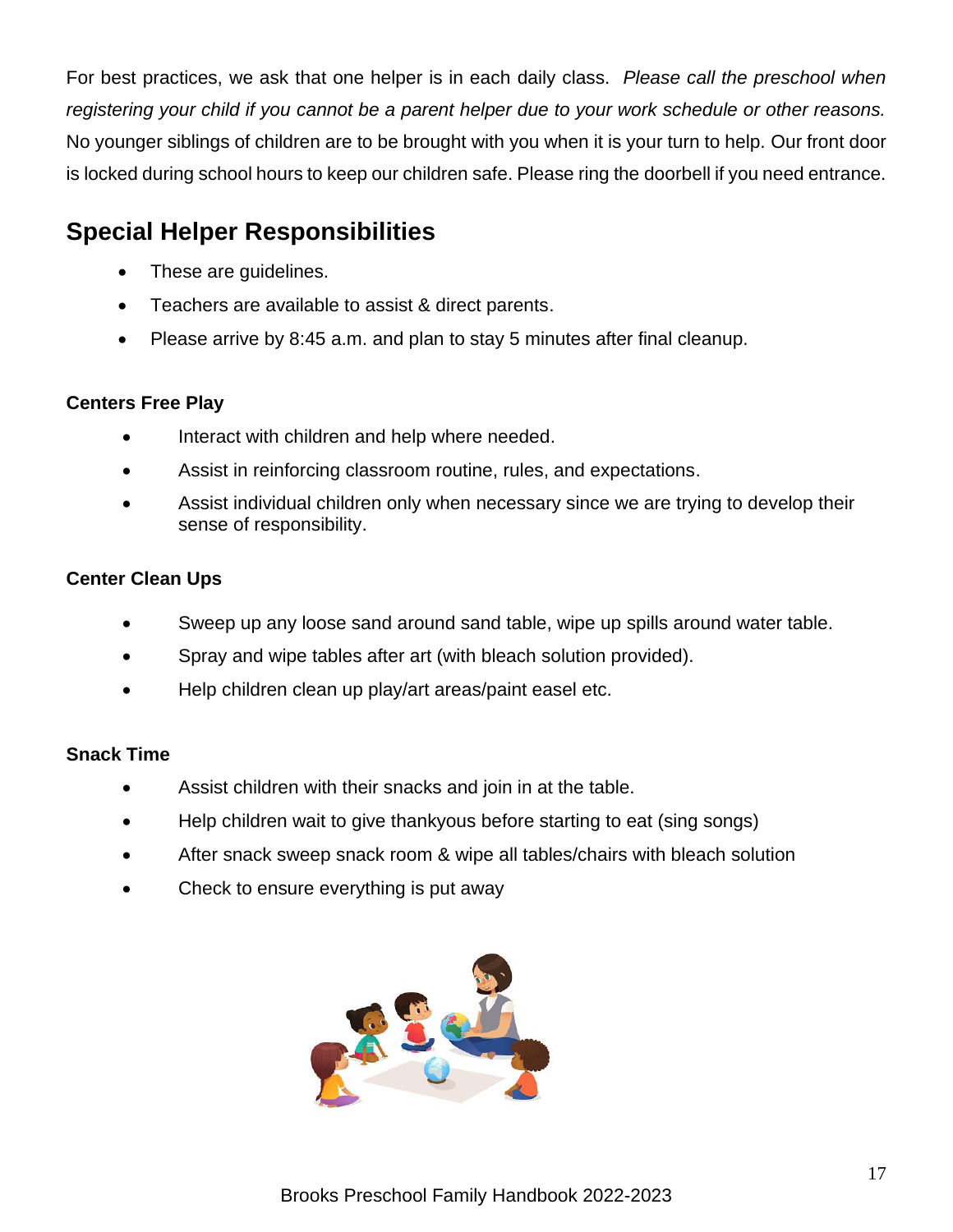For best practices, we ask that one helper is in each daily class. *Please call the preschool when registering your child if you cannot be a parent helper due to your work schedule or other reasons.* No younger siblings of children are to be brought with you when it is your turn to help. Our front door is locked during school hours to keep our children safe. Please ring the doorbell if you need entrance.

## Special Helper Responsibilities

- These are guidelines.
- Teachers are available to assist & direct parents.
- Please arrive by 8:45 a.m. and plan to stay 5 minutes after final cleanup.

### Centers Free Play

- Interact with children and help where needed.
- Assist in reinforcing classroom routine, rules, and expectations.
- Assist individual children only when necessary since we are trying to develop their sense of responsibility.

### Center Clean Ups

- Sweep up any loose sand around sand table, wipe up spills around water table.
- Spray and wipe tables after art (with bleach solution provided).
- Help children clean up play/art areas/paint easel etc.

### Snack Time

- Assist children with their snacks and join in at the table.
- Help children wait to give thankyous before starting to eat (sing songs)
- After snack sweep snack room & wipe all tables/chairs with bleach solution
- Check to ensure everything is put away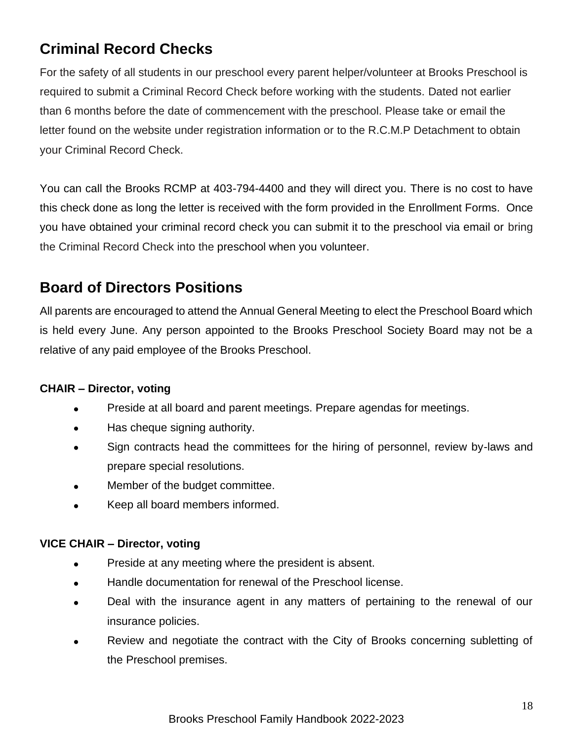## Criminal Record Checks

For the safety of all students in our preschool every parent helper/volunteer at Brooks Preschool is required to submit a Criminal Record Check before working with the students. Dated not earlier than 6 months before the date of commencement with the preschool. Please take or email the letter found on the website under registration information or to the R.C.M.P Detachment to obtain your Criminal Record Check.

You can call the Brooks RCMP at 403-794-4400 and they will direct you. There is no cost to have this check done as long the letter is received with the form provided in the Enrollment Forms. Once you have obtained your criminal record check you can submit it to the preschool via email or bring the Criminal Record Check into the preschool when you volunteer.

## Board of Directors Positions

All parents are encouraged to attend the Annual General Meeting to elect the Preschool Board which is held every June. Any person appointed to the Brooks Preschool Society Board may not be a relative of any paid employee of the Brooks Preschool.

**CHAIR – Director, voting**

- Preside at all board and parent meetings. Prepare agendas for meetings.
- Has cheque signing authority.
- Sign contracts head the committees for the hiring of personnel, review by-laws and prepare special resolutions.
- Member of the budget committee.
- Keep all board members informed.

**VICE CHAIR – Director, voting**

- Preside at any meeting where the president is absent.
- Handle documentation for renewal of the Preschool license.
- Deal with the insurance agent in any matters of pertaining to the renewal of our insurance policies.
- Review and negotiate the contract with the City of Brooks concerning subletting of the Preschool premises.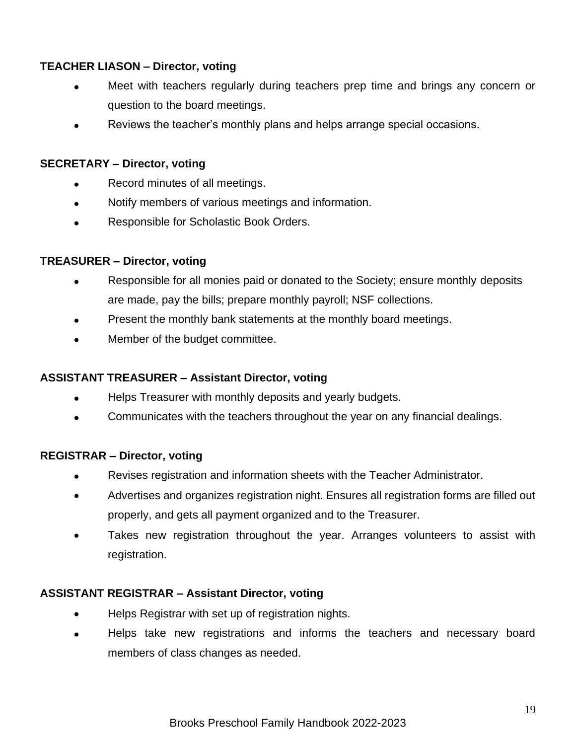**TEACHER LIASON – Director, voting**

- Meet with teachers regularly during teachers prep time and brings any concern or question to the board meetings.
- Reviews the teacher's monthly plans and helps arrange special occasions.

**SECRETARY – Director, voting**

- Record minutes of all meetings.
- Notify members of various meetings and information.
- Responsible for Scholastic Book Orders.

**TREASURER – Director, voting**

- Responsible for all monies paid or donated to the Society; ensure monthly deposits are made, pay the bills; prepare monthly payroll; NSF collections.
- Present the monthly bank statements at the monthly board meetings.
- Member of the budget committee.

**ASSISTANT TREASURER – Assistant Director, voting**

- Helps Treasurer with monthly deposits and yearly budgets.
- Communicates with the teachers throughout the year on any financial dealings.

**REGISTRAR – Director, voting**

- Revises registration and information sheets with the Teacher Administrator.
- Advertises and organizes registration night. Ensures all registration forms are filled out properly, and gets all payment organized and to the Treasurer.
- Takes new registration throughout the year. Arranges volunteers to assist with registration.

**ASSISTANT REGISTRAR – Assistant Director, voting**

- Helps Registrar with set up of registration nights.
- Helps take new registrations and informs the teachers and necessary board members of class changes as needed.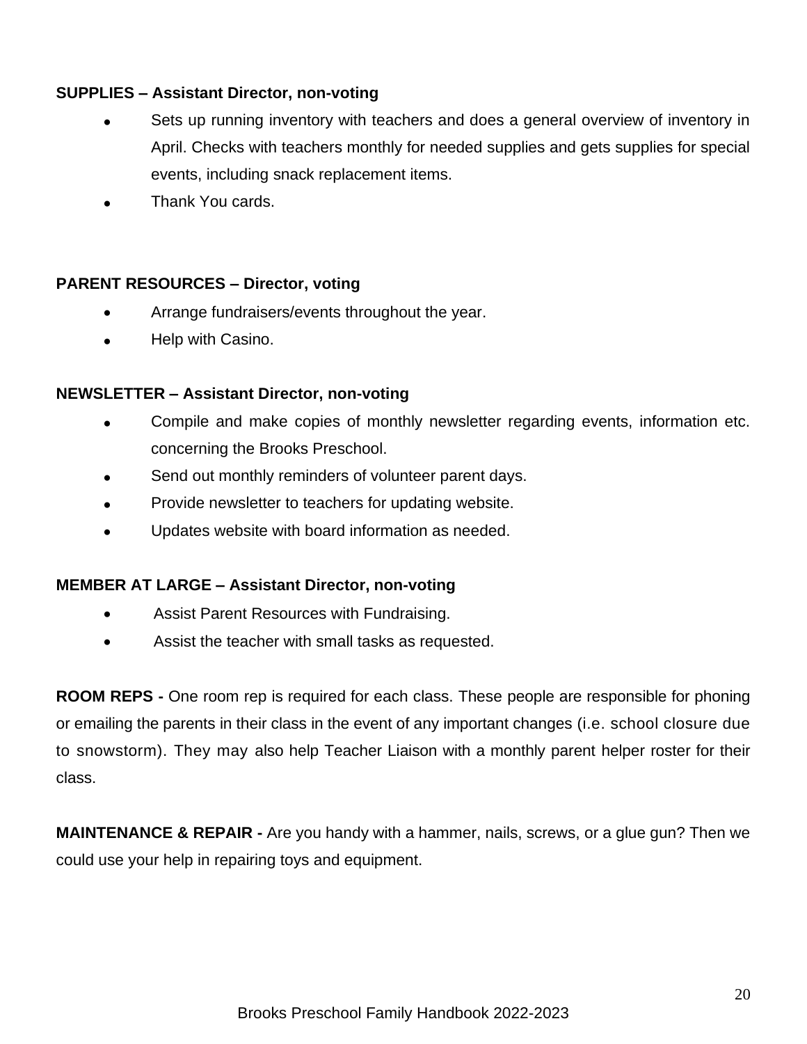**SUPPLIES – Assistant Director, non-voting**

- Sets up running inventory with teachers and does a general overview of inventory in April. Checks with teachers monthly for needed supplies and gets supplies for special events, including snack replacement items.
- Thank You cards.

**PARENT RESOURCES – Director, voting**

- Arrange fundraisers/events throughout the year.
- Help with Casino.

**NEWSLETTER – Assistant Director, non-voting**

- Compile and make copies of monthly newsletter regarding events, information etc. concerning the Brooks Preschool.
- Send out monthly reminders of volunteer parent days.
- Provide newsletter to teachers for updating website.
- Updates website with board information as needed.

**MEMBER AT LARGE – Assistant Director, non-voting**

- Assist Parent Resources with Fundraising.
- Assist the teacher with small tasks as requested.

**ROOM REPS -** One room rep is required for each class. These people are responsible for phoning or emailing the parents in their class in the event of any important changes (i.e. school closure due to snowstorm). They may also help Teacher Liaison with a monthly parent helper roster for their class.

**MAINTENANCE & REPAIR -** Are you handy with a hammer, nails, screws, or a glue gun? Then we could use your help in repairing toys and equipment.